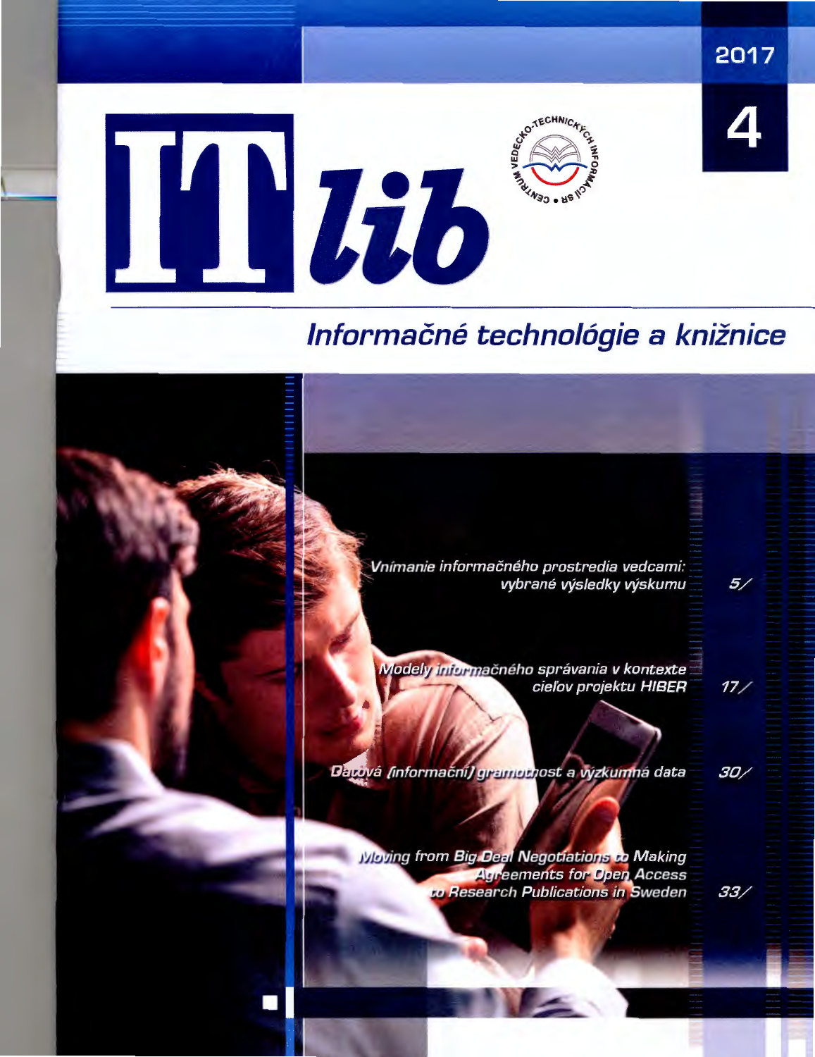2017

4

# ITlib

CENTRUM VEDECKO-TECHNICKÝCH INFORMÁCIÍ SR

## Informačné technológie a knižnice

*Vnímanie informačného prostredia vedcami: vybrané výsledky výskumu* 5/

*Modely informačného správania v kontexte cieľov projektu HIBER* 17/

*Datová (informační) gramotnost a výzkumná data* 30/

*Moving from Big Deal Negotiations to Making Agreements for Open Access to Research Publications in Sweden* 33/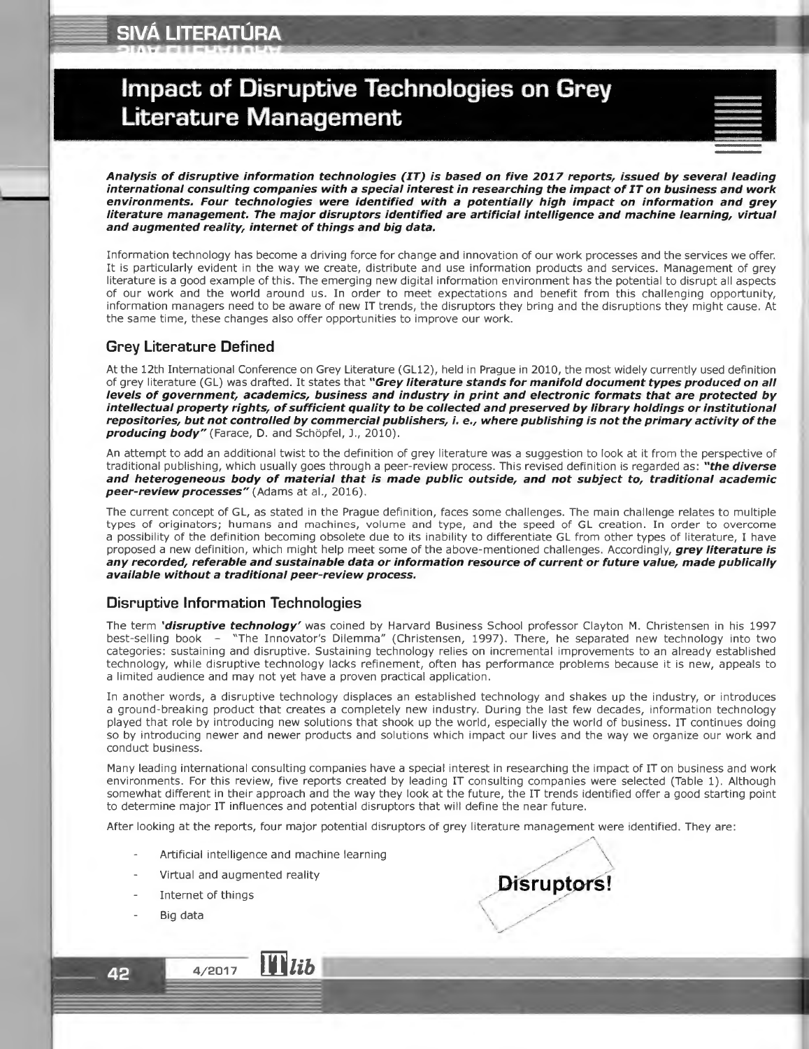# Impact of Disruptive Technologies on Grey Literature Management

***Analysis of disruptive information technologies (IT) is based on five 2017 reports, issued by several leading international consulting companies with a special interest in researching the impact of IT on business and work environments. Four technologies were identified with a potentially high impact on information and grey literature management. The major disruptors identified are artificial intelligence and machine learning, virtual and augmented reality, internet of things and big data.***

Information technology has become a driving force for change and innovation of our work processes and the services we offer. It is particularly evident in the way we create, distribute and use information products and services. Management of grey literature is a good example of this. The emerging new digital information environment has the potential to disrupt all aspects of our work and the world around us. In order to meet expectations and benefit from this challenging opportunity, information managers need to be aware of new IT trends, the disruptors they bring and the disruptions they might cause. At the same time, these changes also offer opportunities to improve our work.

## Grey Literature Defined

At the 12th International Conference on Grey Literature (GL12), held in Prague in 2010, the most widely currently used definition of grey literature (GL) was drafted. It states that ***"Grey literature stands for manifold document types produced on all levels of government, academics, business and industry in print and electronic formats that are protected by intellectual property rights, of sufficient quality to be collected and preserved by library holdings or institutional repositories, but not controlled by commercial publishers, i. e., where publishing is not the primary activity of the producing body"*** (Farace, D. and Schöpfel, J., 2010).

An attempt to add an additional twist to the definition of grey literature was a suggestion to look at it from the perspective of traditional publishing, which usually goes through a peer-review process. This revised definition is regarded as: ***"the diverse and heterogeneous body of material that is made public outside, and not subject to, traditional academic peer-review processes"*** (Adams at al., 2016).

The current concept of GL, as stated in the Prague definition, faces some challenges. The main challenge relates to multiple types of originators; humans and machines, volume and type, and the speed of GL creation. In order to overcome a possibility of the definition becoming obsolete due to its inability to differentiate GL from other types of literature, I have proposed a new definition, which might help meet some of the above-mentioned challenges. Accordingly, ***grey literature is any recorded, referable and sustainable data or information resource of current or future value, made publically available without a traditional peer-review process.***

## Disruptive Information Technologies

The term ***'disruptive technology'*** was coined by Harvard Business School professor Clayton M. Christensen in his 1997 best-selling book – "The Innovator's Dilemma" (Christensen, 1997). There, he separated new technology into two categories: sustaining and disruptive. Sustaining technology relies on incremental improvements to an already established technology, while disruptive technology lacks refinement, often has performance problems because it is new, appeals to a limited audience and may not yet have a proven practical application.

In another words, a disruptive technology displaces an established technology and shakes up the industry, or introduces a ground-breaking product that creates a completely new industry. During the last few decades, information technology played that role by introducing new solutions that shook up the world, especially the world of business. IT continues doing so by introducing newer and newer products and solutions which impact our lives and the way we organize our work and conduct business.

Many leading international consulting companies have a special interest in researching the impact of IT on business and work environments. For this review, five reports created by leading IT consulting companies were selected (Table 1). Although somewhat different in their approach and the way they look at the future, the IT trends identified offer a good starting point to determine major IT influences and potential disruptors that will define the near future.

After looking at the reports, four major potential disruptors of grey literature management were identified. They are:

- Artificial intelligence and machine learning
- Virtual and augmented reality
- Internet of things
- Big data

**Disruptors!**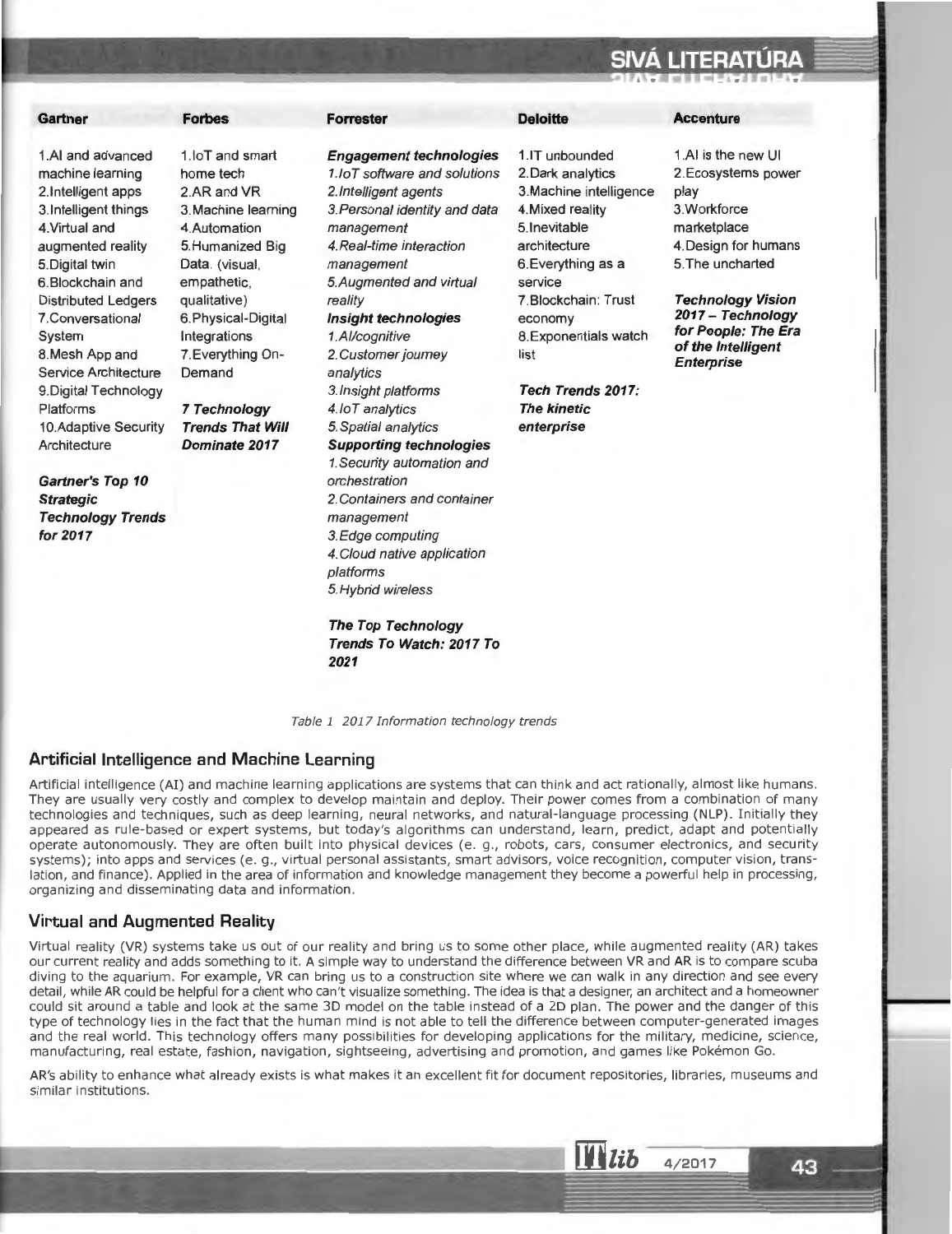| Gartner | Forbes | Forrester | Deloitte | Accenture |
|---|---|---|---|---|
| 1.AI and advanced machine learning<br>2.Intelligent apps<br>3.Intelligent things<br>4.Virtual and augmented reality<br>5.Digital twin<br>6.Blockchain and Distributed Ledgers<br>7.Conversational System<br>8.Mesh App and Service Architecture<br>9.Digital Technology Platforms<br>10.Adaptive Security Architecture<br><br>***Gartner's Top 10 Strategic Technology Trends for 2017*** | 1.IoT and smart home tech<br>2.AR and VR<br>3.Machine learning<br>4.Automation<br>5.Humanized Big Data. (visual, empathetic, qualitative)<br>6.Physical-Digital Integrations<br>7.Everything On-Demand<br><br>***7 Technology Trends That Will Dominate 2017*** | ***Engagement technologies***<br>*1.IoT software and solutions*<br>*2.Intelligent agents*<br>*3.Personal identity and data management*<br>*4.Real-time interaction management*<br>*5.Augmented and virtual reality*<br>***Insight technologies***<br>*1.AI/cognitive*<br>*2.Customer journey analytics*<br>*3.Insight platforms*<br>*4.IoT analytics*<br>*5.Spatial analytics*<br>***Supporting technologies***<br>*1.Security automation and orchestration*<br>*2.Containers and container management*<br>*3.Edge computing*<br>*4.Cloud native application platforms*<br>*5.Hybrid wireless*<br><br>***The Top Technology Trends To Watch: 2017 To 2021*** | 1.IT unbounded<br>2.Dark analytics<br>3.Machine intelligence<br>4.Mixed reality<br>5.Inevitable architecture<br>6.Everything as a service<br>7.Blockchain: Trust economy<br>8.Exponentials watch list<br><br>***Tech Trends 2017: The kinetic enterprise*** | 1.AI is the new UI<br>2.Ecosystems power play<br>3.Workforce marketplace<br>4.Design for humans<br>5.The uncharted<br><br>***Technology Vision 2017 – Technology for People: The Era of the Intelligent Enterprise*** |

*Table 1 2017 Information technology trends*

## Artificial Intelligence and Machine Learning

Artificial intelligence (AI) and machine learning applications are systems that can think and act rationally, almost like humans. They are usually very costly and complex to develop maintain and deploy. Their power comes from a combination of many technologies and techniques, such as deep learning, neural networks, and natural-language processing (NLP). Initially they appeared as rule-based or expert systems, but today's algorithms can understand, learn, predict, adapt and potentially operate autonomously. They are often built into physical devices (e. g., robots, cars, consumer electronics, and security systems); into apps and services (e. g., virtual personal assistants, smart advisors, voice recognition, computer vision, translation, and finance). Applied in the area of information and knowledge management they become a powerful help in processing, organizing and disseminating data and information.

## Virtual and Augmented Reality

Virtual reality (VR) systems take us out of our reality and bring us to some other place, while augmented reality (AR) takes our current reality and adds something to it. A simple way to understand the difference between VR and AR is to compare scuba diving to the aquarium. For example, VR can bring us to a construction site where we can walk in any direction and see every detail, while AR could be helpful for a client who can't visualize something. The idea is that a designer, an architect and a homeowner could sit around a table and look at the same 3D model on the table instead of a 2D plan. The power and the danger of this type of technology lies in the fact that the human mind is not able to tell the difference between computer-generated images and the real world. This technology offers many possibilities for developing applications for the military, medicine, science, manufacturing, real estate, fashion, navigation, sightseeing, advertising and promotion, and games like Pokémon Go.

AR's ability to enhance what already exists is what makes it an excellent fit for document repositories, libraries, museums and similar institutions.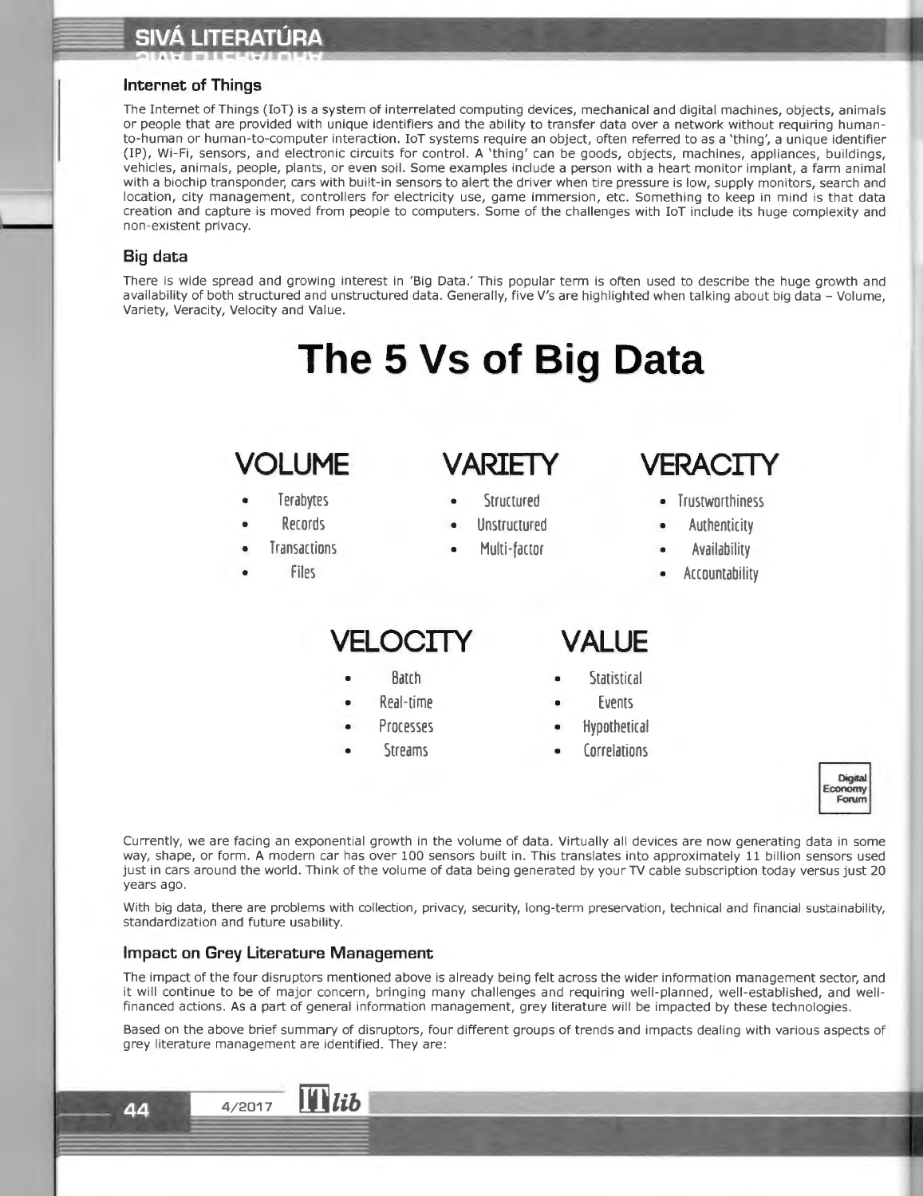### Internet of Things

The Internet of Things (IoT) is a system of interrelated computing devices, mechanical and digital machines, objects, animals or people that are provided with unique identifiers and the ability to transfer data over a network without requiring human-to-human or human-to-computer interaction. IoT systems require an object, often referred to as a 'thing', a unique identifier (IP), Wi-Fi, sensors, and electronic circuits for control. A 'thing' can be goods, objects, machines, appliances, buildings, vehicles, animals, people, plants, or even soil. Some examples include a person with a heart monitor implant, a farm animal with a biochip transponder, cars with built-in sensors to alert the driver when tire pressure is low, supply monitors, search and location, city management, controllers for electricity use, game immersion, etc. Something to keep in mind is that data creation and capture is moved from people to computers. Some of the challenges with IoT include its huge complexity and non-existent privacy.

### Big data

There is wide spread and growing interest in 'Big Data.' This popular term is often used to describe the huge growth and availability of both structured and unstructured data. Generally, five V's are highlighted when talking about big data – Volume, Variety, Veracity, Velocity and Value.

## The 5 Vs of Big Data

**VOLUME**

- Terabytes
- Records
- Transactions
- Files

**VARIETY**

- Structured
- Unstructured
- Multi-factor

**VERACITY**

- Trustworthiness
- Authenticity
- Availability
- Accountability

**VELOCITY**

- Batch
- Real-time
- Processes
- Streams

**VALUE**

- Statistical
- Events
- Hypothetical
- Correlations

Digital Economy Forum

Currently, we are facing an exponential growth in the volume of data. Virtually all devices are now generating data in some way, shape, or form. A modern car has over 100 sensors built in. This translates into approximately 11 billion sensors used just in cars around the world. Think of the volume of data being generated by your TV cable subscription today versus just 20 years ago.

With big data, there are problems with collection, privacy, security, long-term preservation, technical and financial sustainability, standardization and future usability.

### Impact on Grey Literature Management

The impact of the four disruptors mentioned above is already being felt across the wider information management sector, and it will continue to be of major concern, bringing many challenges and requiring well-planned, well-established, and well-financed actions. As a part of general information management, grey literature will be impacted by these technologies.

Based on the above brief summary of disruptors, four different groups of trends and impacts dealing with various aspects of grey literature management are identified. They are: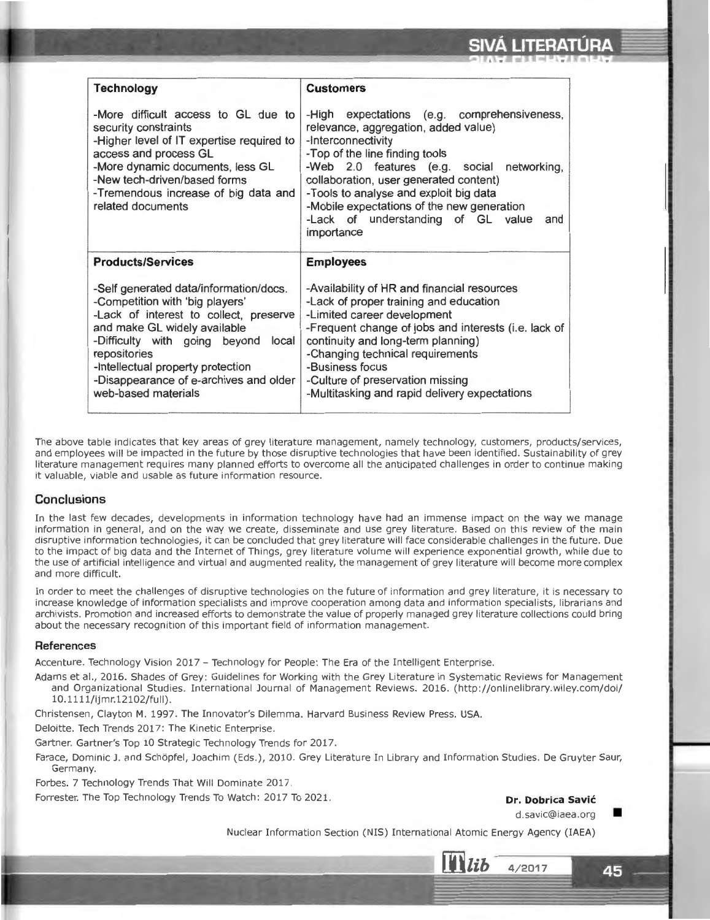| Technology | Customers |
|---|---|
| -More difficult access to GL due to security constraints<br>-Higher level of IT expertise required to access and process GL<br>-More dynamic documents, less GL<br>-New tech-driven/based forms<br>-Tremendous increase of big data and related documents | -High expectations (e.g. comprehensiveness, relevance, aggregation, added value)<br>-Interconnectivity<br>-Top of the line finding tools<br>-Web 2.0 features (e.g. social networking, collaboration, user generated content)<br>-Tools to analyse and exploit big data<br>-Mobile expectations of the new generation<br>-Lack of understanding of GL value and importance |
| **Products/Services** | **Employees** |
| -Self generated data/information/docs.<br>-Competition with 'big players'<br>-Lack of interest to collect, preserve and make GL widely available<br>-Difficulty with going beyond local repositories<br>-Intellectual property protection<br>-Disappearance of e-archives and older web-based materials | -Availability of HR and financial resources<br>-Lack of proper training and education<br>-Limited career development<br>-Frequent change of jobs and interests (i.e. lack of continuity and long-term planning)<br>-Changing technical requirements<br>-Business focus<br>-Culture of preservation missing<br>-Multitasking and rapid delivery expectations |

The above table indicates that key areas of grey literature management, namely technology, customers, products/services, and employees will be impacted in the future by those disruptive technologies that have been identified. Sustainability of grey literature management requires many planned efforts to overcome all the anticipated challenges in order to continue making it valuable, viable and usable as future information resource.

## Conclusions

In the last few decades, developments in information technology have had an immense impact on the way we manage information in general, and on the way we create, disseminate and use grey literature. Based on this review of the main disruptive information technologies, it can be concluded that grey literature will face considerable challenges in the future. Due to the impact of big data and the Internet of Things, grey literature volume will experience exponential growth, while due to the use of artificial intelligence and virtual and augmented reality, the management of grey literature will become more complex and more difficult.

In order to meet the challenges of disruptive technologies on the future of information and grey literature, it is necessary to increase knowledge of information specialists and improve cooperation among data and information specialists, librarians and archivists. Promotion and increased efforts to demonstrate the value of properly managed grey literature collections could bring about the necessary recognition of this important field of information management.

### References

Accenture. Technology Vision 2017 – Technology for People: The Era of the Intelligent Enterprise.

Adams et al., 2016. Shades of Grey: Guidelines for Working with the Grey Literature in Systematic Reviews for Management and Organizational Studies. International Journal of Management Reviews. 2016. (http://onlinelibrary.wiley.com/doi/10.1111/ijmr.12102/full).

Christensen, Clayton M. 1997. The Innovator's Dilemma. Harvard Business Review Press. USA.

Deloitte. Tech Trends 2017: The Kinetic Enterprise.

Gartner. Gartner's Top 10 Strategic Technology Trends for 2017.

Farace, Dominic J. and Schöpfel, Joachim (Eds.), 2010. Grey Literature In Library and Information Studies. De Gruyter Saur, Germany.

Forbes. 7 Technology Trends That Will Dominate 2017.

Forrester. The Top Technology Trends To Watch: 2017 To 2021.

**Dr. Dobrica Savić**

d.savic@iaea.org

Nuclear Information Section (NIS) International Atomic Energy Agency (IAEA)